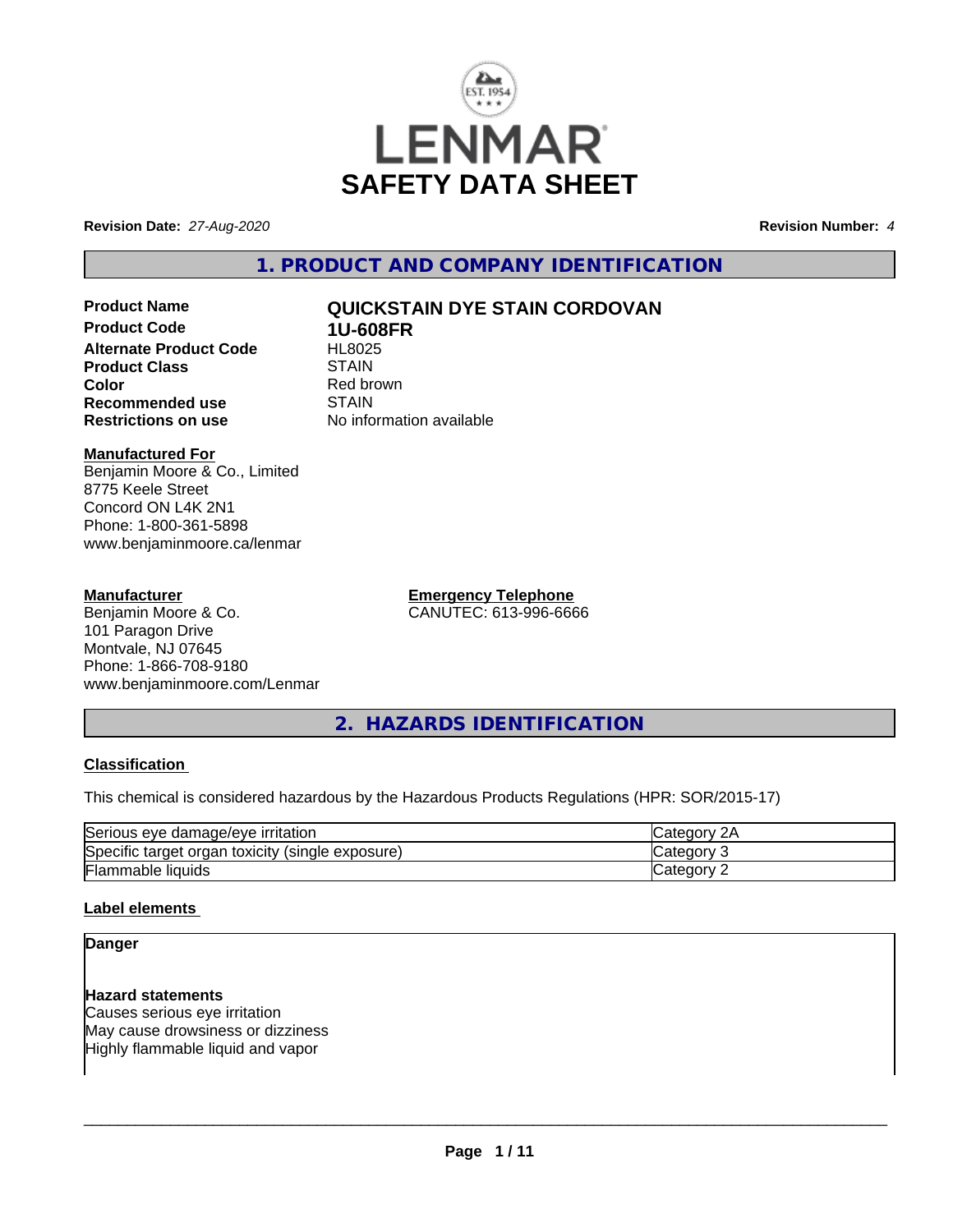# LENMAR
# SAFETY DATA SHEET

**Revision Date:** *27-Aug-2020* **Revision Number:** *4*

## 1. PRODUCT AND COMPANY IDENTIFICATION

| | |
|---|---|
| **Product Name** | **QUICKSTAIN DYE STAIN CORDOVAN** |
| **Product Code** | **1U-608FR** |
| **Alternate Product Code** | HL8025 |
| **Product Class** | STAIN |
| **Color** | Red brown |
| **Recommended use** | STAIN |
| **Restrictions on use** | No information available |

**Manufactured For**
Benjamin Moore & Co., Limited
8775 Keele Street
Concord ON L4K 2N1
Phone: 1-800-361-5898
www.benjaminmoore.ca/lenmar

**Manufacturer**
Benjamin Moore & Co.
101 Paragon Drive
Montvale, NJ 07645
Phone: 1-866-708-9180
www.benjaminmoore.com/Lenmar

**Emergency Telephone**
CANUTEC: 613-996-6666

## 2. HAZARDS IDENTIFICATION

**Classification**

This chemical is considered hazardous by the Hazardous Products Regulations (HPR: SOR/2015-17)

| | |
|---|---|
| Serious eye damage/eye irritation | Category 2A |
| Specific target organ toxicity (single exposure) | Category 3 |
| Flammable liquids | Category 2 |

**Label elements**

**Danger**

**Hazard statements**
Causes serious eye irritation
May cause drowsiness or dizziness
Highly flammable liquid and vapor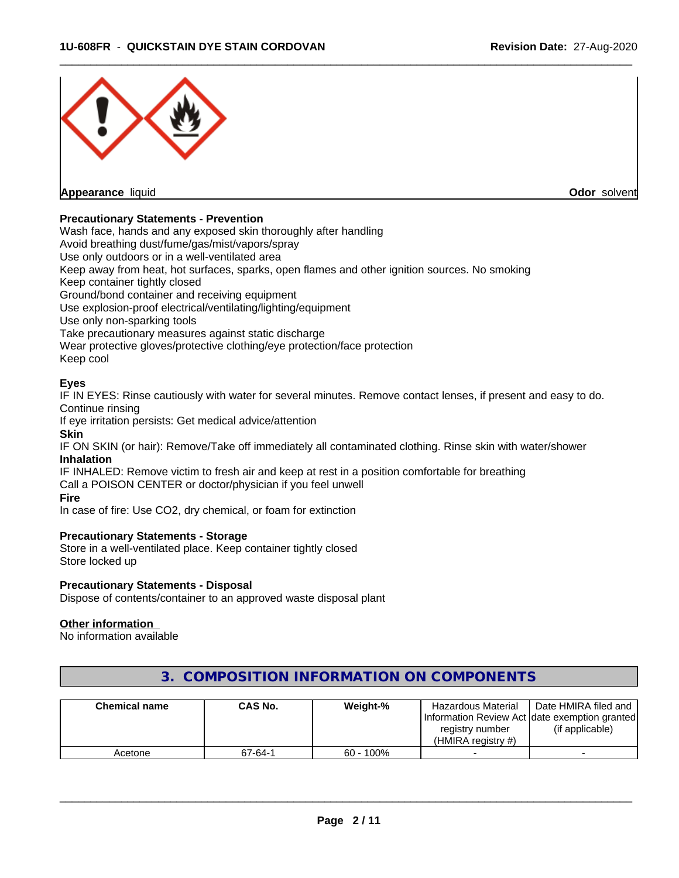**Appearance** liquid

**Odor** solvent

**Precautionary Statements - Prevention**

Wash face, hands and any exposed skin thoroughly after handling
Avoid breathing dust/fume/gas/mist/vapors/spray
Use only outdoors or in a well-ventilated area
Keep away from heat, hot surfaces, sparks, open flames and other ignition sources. No smoking
Keep container tightly closed
Ground/bond container and receiving equipment
Use explosion-proof electrical/ventilating/lighting/equipment
Use only non-sparking tools
Take precautionary measures against static discharge
Wear protective gloves/protective clothing/eye protection/face protection
Keep cool

**Eyes**

IF IN EYES: Rinse cautiously with water for several minutes. Remove contact lenses, if present and easy to do. Continue rinsing
If eye irritation persists: Get medical advice/attention

**Skin**

IF ON SKIN (or hair): Remove/Take off immediately all contaminated clothing. Rinse skin with water/shower

**Inhalation**

IF INHALED: Remove victim to fresh air and keep at rest in a position comfortable for breathing
Call a POISON CENTER or doctor/physician if you feel unwell

**Fire**

In case of fire: Use CO2, dry chemical, or foam for extinction

**Precautionary Statements - Storage**

Store in a well-ventilated place. Keep container tightly closed
Store locked up

**Precautionary Statements - Disposal**

Dispose of contents/container to an approved waste disposal plant

**Other information**

No information available

## 3. COMPOSITION INFORMATION ON COMPONENTS

| Chemical name | CAS No. | Weight-% | Hazardous Material Information Review Act registry number (HMIRA registry #) | Date HMIRA filed and date exemption granted (if applicable) |
|---|---|---|---|---|
| Acetone | 67-64-1 | 60 - 100% | - | - |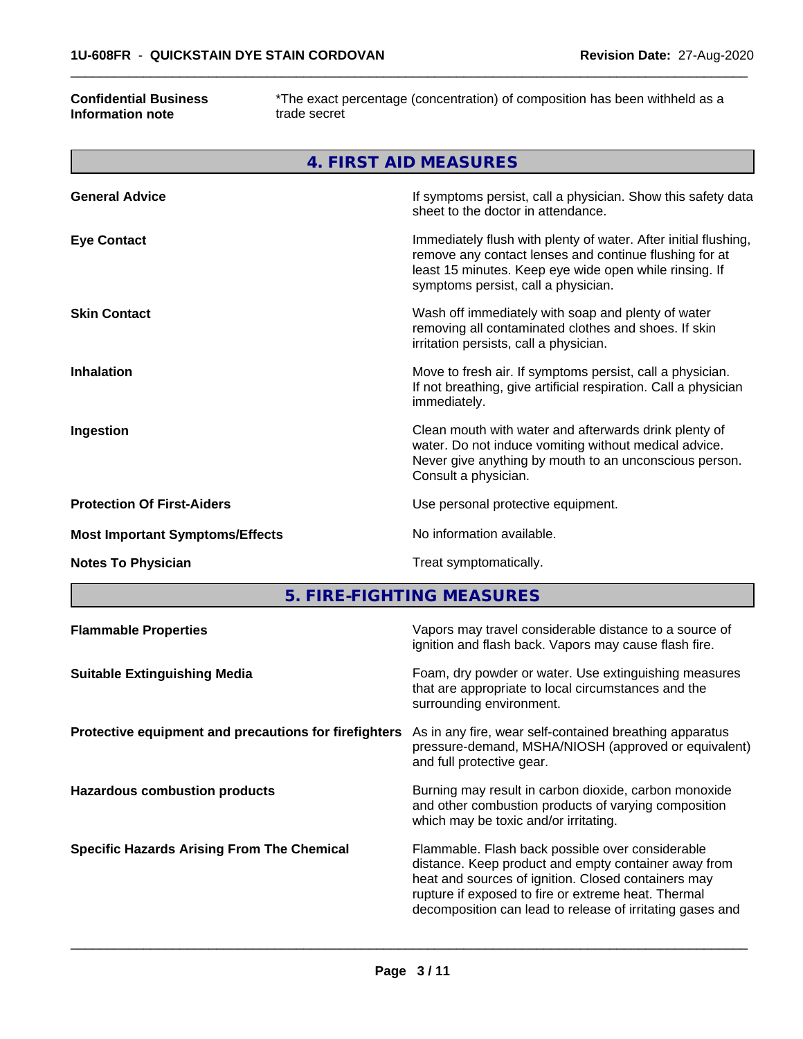| | |
|---|---|
| **Confidential Business Information note** | *The exact percentage (concentration) of composition has been withheld as a trade secret |

## 4. FIRST AID MEASURES

| | |
|---|---|
| **General Advice** | If symptoms persist, call a physician. Show this safety data sheet to the doctor in attendance. |
| **Eye Contact** | Immediately flush with plenty of water. After initial flushing, remove any contact lenses and continue flushing for at least 15 minutes. Keep eye wide open while rinsing. If symptoms persist, call a physician. |
| **Skin Contact** | Wash off immediately with soap and plenty of water removing all contaminated clothes and shoes. If skin irritation persists, call a physician. |
| **Inhalation** | Move to fresh air. If symptoms persist, call a physician. If not breathing, give artificial respiration. Call a physician immediately. |
| **Ingestion** | Clean mouth with water and afterwards drink plenty of water. Do not induce vomiting without medical advice. Never give anything by mouth to an unconscious person. Consult a physician. |
| **Protection Of First-Aiders** | Use personal protective equipment. |
| **Most Important Symptoms/Effects** | No information available. |
| **Notes To Physician** | Treat symptomatically. |

## 5. FIRE-FIGHTING MEASURES

| | |
|---|---|
| **Flammable Properties** | Vapors may travel considerable distance to a source of ignition and flash back. Vapors may cause flash fire. |
| **Suitable Extinguishing Media** | Foam, dry powder or water. Use extinguishing measures that are appropriate to local circumstances and the surrounding environment. |
| **Protective equipment and precautions for firefighters** | As in any fire, wear self-contained breathing apparatus pressure-demand, MSHA/NIOSH (approved or equivalent) and full protective gear. |
| **Hazardous combustion products** | Burning may result in carbon dioxide, carbon monoxide and other combustion products of varying composition which may be toxic and/or irritating. |
| **Specific Hazards Arising From The Chemical** | Flammable. Flash back possible over considerable distance. Keep product and empty container away from heat and sources of ignition. Closed containers may rupture if exposed to fire or extreme heat. Thermal decomposition can lead to release of irritating gases and |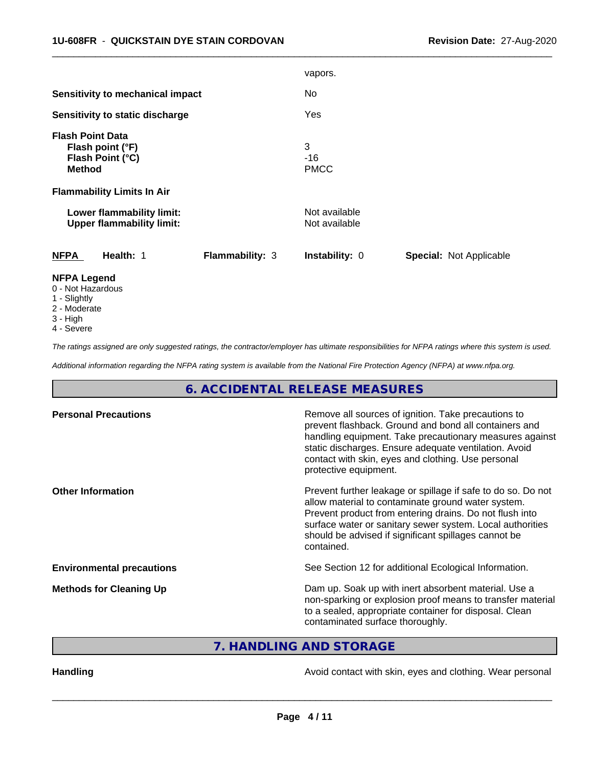| | |
|---|---|
| | vapors. |
| **Sensitivity to mechanical impact** | No |
| **Sensitivity to static discharge** | Yes |
| **Flash Point Data** | |
| **Flash point (°F)** | 3 |
| **Flash Point (°C)** | -16 |
| **Method** | PMCC |
| **Flammability Limits In Air** | |
| **Lower flammability limit:** | Not available |
| **Upper flammability limit:** | Not available |

| **NFPA** | **Health:** 1 | **Flammability:** 3 | **Instability:** 0 | **Special:** Not Applicable |
|---|---|---|---|---|

**NFPA Legend**
0 - Not Hazardous
1 - Slightly
2 - Moderate
3 - High
4 - Severe

*The ratings assigned are only suggested ratings, the contractor/employer has ultimate responsibilities for NFPA ratings where this system is used.*

*Additional information regarding the NFPA rating system is available from the National Fire Protection Agency (NFPA) at www.nfpa.org.*

## 6. ACCIDENTAL RELEASE MEASURES

| | |
|---|---|
| **Personal Precautions** | Remove all sources of ignition. Take precautions to prevent flashback. Ground and bond all containers and handling equipment. Take precautionary measures against static discharges. Ensure adequate ventilation. Avoid contact with skin, eyes and clothing. Use personal protective equipment. |
| **Other Information** | Prevent further leakage or spillage if safe to do so. Do not allow material to contaminate ground water system. Prevent product from entering drains. Do not flush into surface water or sanitary sewer system. Local authorities should be advised if significant spillages cannot be contained. |
| **Environmental precautions** | See Section 12 for additional Ecological Information. |
| **Methods for Cleaning Up** | Dam up. Soak up with inert absorbent material. Use a non-sparking or explosion proof means to transfer material to a sealed, appropriate container for disposal. Clean contaminated surface thoroughly. |

## 7. HANDLING AND STORAGE

| | |
|---|---|
| **Handling** | Avoid contact with skin, eyes and clothing. Wear personal |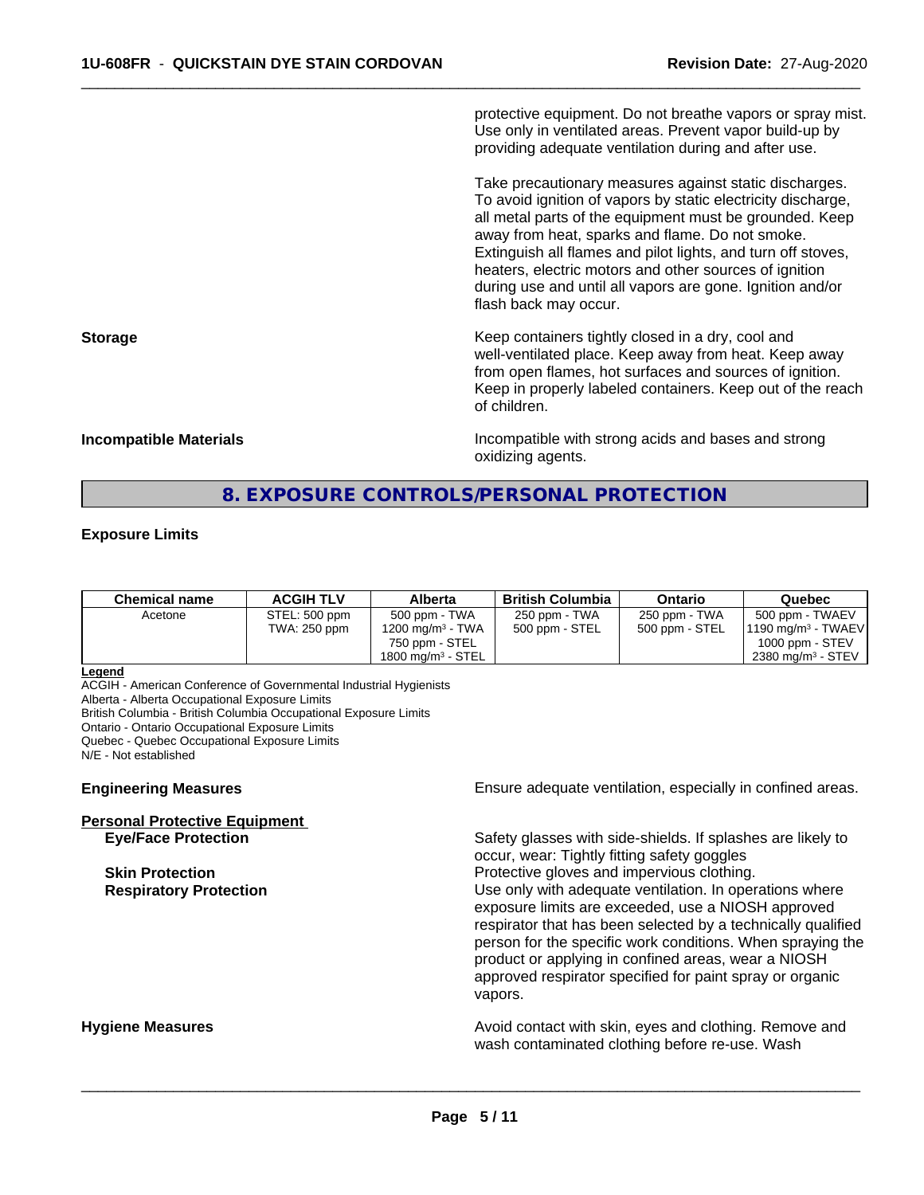protective equipment. Do not breathe vapors or spray mist. Use only in ventilated areas. Prevent vapor build-up by providing adequate ventilation during and after use.

Take precautionary measures against static discharges. To avoid ignition of vapors by static electricity discharge, all metal parts of the equipment must be grounded. Keep away from heat, sparks and flame. Do not smoke. Extinguish all flames and pilot lights, and turn off stoves, heaters, electric motors and other sources of ignition during use and until all vapors are gone. Ignition and/or flash back may occur.

**Storage**

Keep containers tightly closed in a dry, cool and well-ventilated place. Keep away from heat. Keep away from open flames, hot surfaces and sources of ignition. Keep in properly labeled containers. Keep out of the reach of children.

**Incompatible Materials**

Incompatible with strong acids and bases and strong oxidizing agents.

## 8. EXPOSURE CONTROLS/PERSONAL PROTECTION

**Exposure Limits**

| Chemical name | ACGIH TLV | Alberta | British Columbia | Ontario | Quebec |
|---|---|---|---|---|---|
| Acetone | STEL: 500 ppm<br>TWA: 250 ppm | 500 ppm - TWA<br>1200 mg/m³ - TWA<br>750 ppm - STEL<br>1800 mg/m³ - STEL | 250 ppm - TWA<br>500 ppm - STEL | 250 ppm - TWA<br>500 ppm - STEL | 500 ppm - TWAEV<br>1190 mg/m³ - TWAEV<br>1000 ppm - STEV<br>2380 mg/m³ - STEV |

**Legend**

ACGIH - American Conference of Governmental Industrial Hygienists
Alberta - Alberta Occupational Exposure Limits
British Columbia - British Columbia Occupational Exposure Limits
Ontario - Ontario Occupational Exposure Limits
Quebec - Quebec Occupational Exposure Limits
N/E - Not established

**Engineering Measures**

Ensure adequate ventilation, especially in confined areas.

**Personal Protective Equipment**

**Eye/Face Protection**

Safety glasses with side-shields. If splashes are likely to occur, wear: Tightly fitting safety goggles

**Skin Protection**

Protective gloves and impervious clothing.

**Respiratory Protection**

Use only with adequate ventilation. In operations where exposure limits are exceeded, use a NIOSH approved respirator that has been selected by a technically qualified person for the specific work conditions. When spraying the product or applying in confined areas, wear a NIOSH approved respirator specified for paint spray or organic vapors.

**Hygiene Measures**

Avoid contact with skin, eyes and clothing. Remove and wash contaminated clothing before re-use. Wash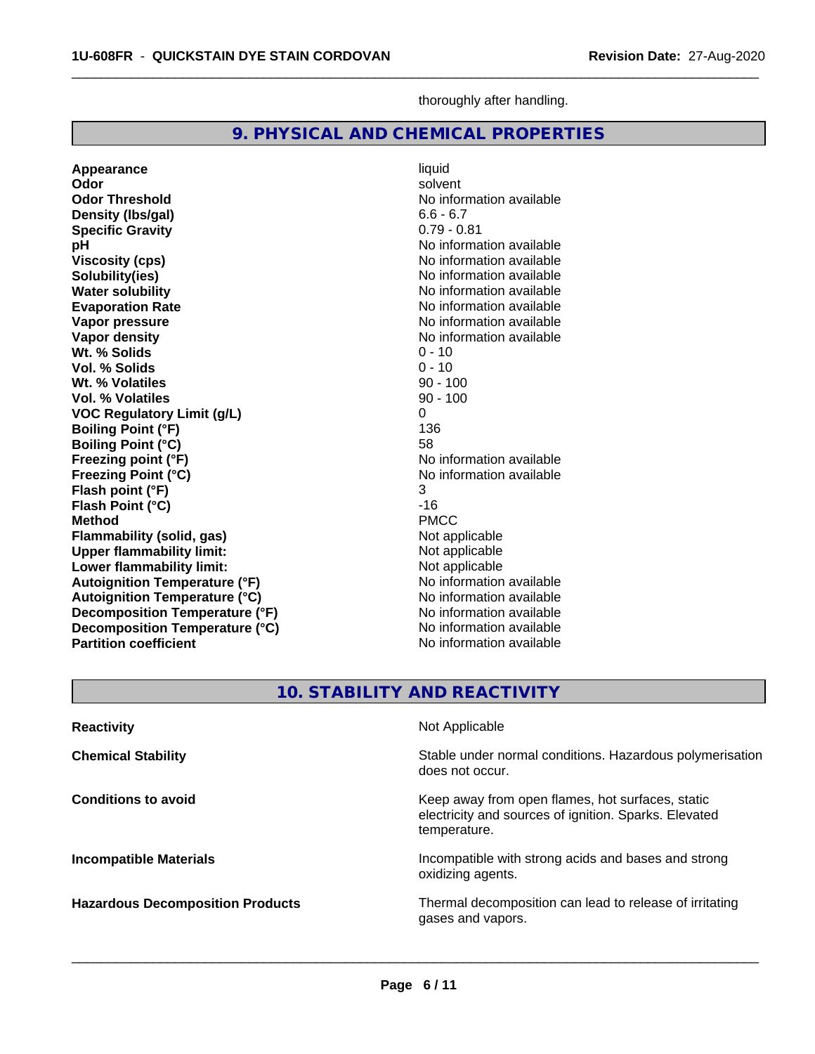thoroughly after handling.

## 9. PHYSICAL AND CHEMICAL PROPERTIES

| Property | Value |
|---|---|
| **Appearance** | liquid |
| **Odor** | solvent |
| **Odor Threshold** | No information available |
| **Density (lbs/gal)** | 6.6 - 6.7 |
| **Specific Gravity** | 0.79 - 0.81 |
| **pH** | No information available |
| **Viscosity (cps)** | No information available |
| **Solubility(ies)** | No information available |
| **Water solubility** | No information available |
| **Evaporation Rate** | No information available |
| **Vapor pressure** | No information available |
| **Vapor density** | No information available |
| **Wt. % Solids** | 0 - 10 |
| **Vol. % Solids** | 0 - 10 |
| **Wt. % Volatiles** | 90 - 100 |
| **Vol. % Volatiles** | 90 - 100 |
| **VOC Regulatory Limit (g/L)** | 0 |
| **Boiling Point (°F)** | 136 |
| **Boiling Point (°C)** | 58 |
| **Freezing point (°F)** | No information available |
| **Freezing Point (°C)** | No information available |
| **Flash point (°F)** | 3 |
| **Flash Point (°C)** | -16 |
| **Method** | PMCC |
| **Flammability (solid, gas)** | Not applicable |
| **Upper flammability limit:** | Not applicable |
| **Lower flammability limit:** | Not applicable |
| **Autoignition Temperature (°F)** | No information available |
| **Autoignition Temperature (°C)** | No information available |
| **Decomposition Temperature (°F)** | No information available |
| **Decomposition Temperature (°C)** | No information available |
| **Partition coefficient** | No information available |

## 10. STABILITY AND REACTIVITY

| | |
|---|---|
| **Reactivity** | Not Applicable |
| **Chemical Stability** | Stable under normal conditions. Hazardous polymerisation does not occur. |
| **Conditions to avoid** | Keep away from open flames, hot surfaces, static electricity and sources of ignition. Sparks. Elevated temperature. |
| **Incompatible Materials** | Incompatible with strong acids and bases and strong oxidizing agents. |
| **Hazardous Decomposition Products** | Thermal decomposition can lead to release of irritating gases and vapors. |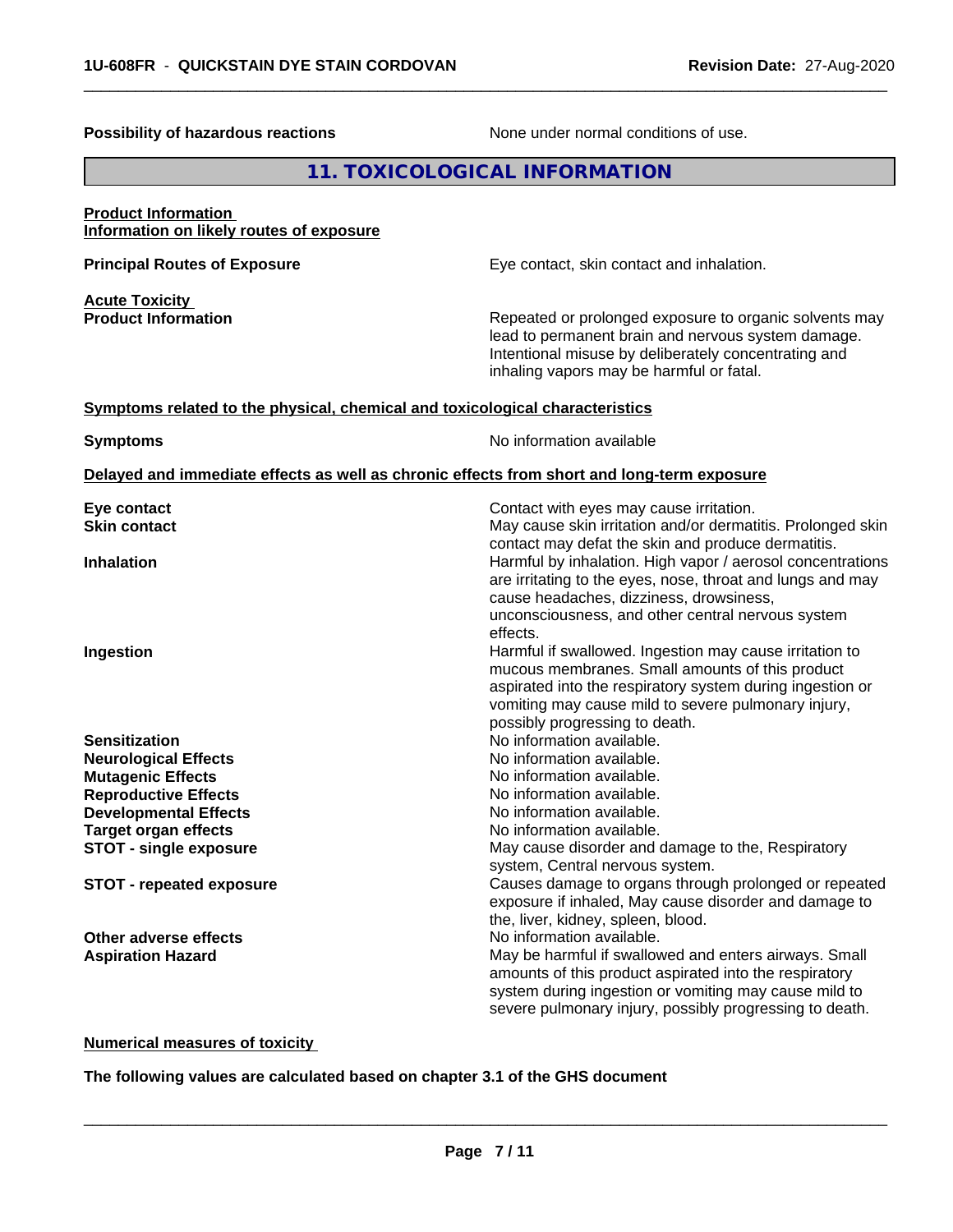**Possibility of hazardous reactions** None under normal conditions of use.

## 11. TOXICOLOGICAL INFORMATION

**Product Information**
**Information on likely routes of exposure**

**Principal Routes of Exposure** Eye contact, skin contact and inhalation.

**Acute Toxicity**
**Product Information** Repeated or prolonged exposure to organic solvents may lead to permanent brain and nervous system damage. Intentional misuse by deliberately concentrating and inhaling vapors may be harmful or fatal.

**Symptoms related to the physical, chemical and toxicological characteristics**

**Symptoms** No information available

**Delayed and immediate effects as well as chronic effects from short and long-term exposure**

**Eye contact** Contact with eyes may cause irritation.

**Skin contact** May cause skin irritation and/or dermatitis. Prolonged skin contact may defat the skin and produce dermatitis.

**Inhalation** Harmful by inhalation. High vapor / aerosol concentrations are irritating to the eyes, nose, throat and lungs and may cause headaches, dizziness, drowsiness, unconsciousness, and other central nervous system effects.

**Ingestion** Harmful if swallowed. Ingestion may cause irritation to mucous membranes. Small amounts of this product aspirated into the respiratory system during ingestion or vomiting may cause mild to severe pulmonary injury, possibly progressing to death.

**Sensitization** No information available.

**Neurological Effects** No information available.

**Mutagenic Effects** No information available.

**Reproductive Effects** No information available.

**Developmental Effects** No information available.

**Target organ effects** No information available.

**STOT - single exposure** May cause disorder and damage to the, Respiratory system, Central nervous system.

**STOT - repeated exposure** Causes damage to organs through prolonged or repeated exposure if inhaled, May cause disorder and damage to the, liver, kidney, spleen, blood.

**Other adverse effects** No information available.

**Aspiration Hazard** May be harmful if swallowed and enters airways. Small amounts of this product aspirated into the respiratory system during ingestion or vomiting may cause mild to severe pulmonary injury, possibly progressing to death.

**Numerical measures of toxicity**

**The following values are calculated based on chapter 3.1 of the GHS document**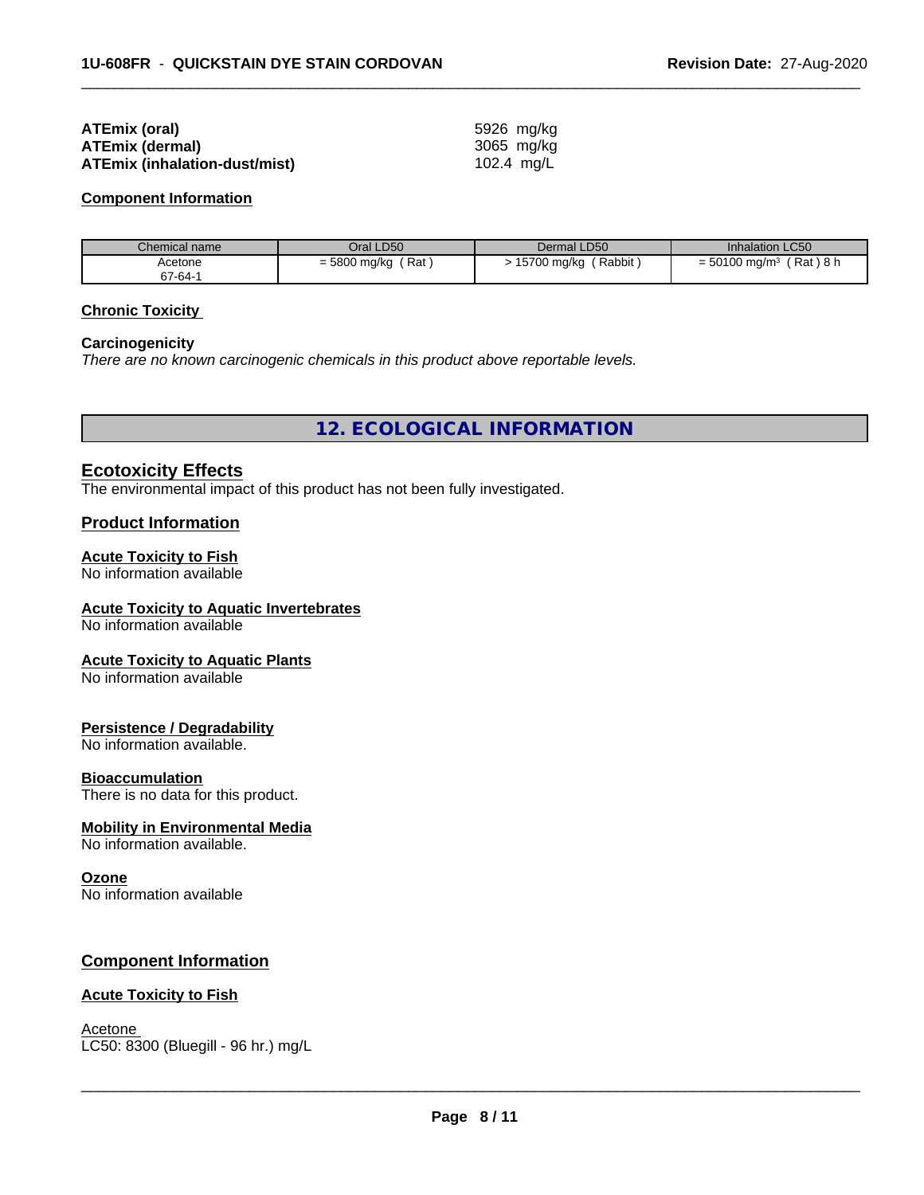**ATEmix (oral)** 5926 mg/kg
**ATEmix (dermal)** 3065 mg/kg
**ATEmix (inhalation-dust/mist)** 102.4 mg/L

**Component Information**

| Chemical name | Oral LD50 | Dermal LD50 | Inhalation LC50 |
|---|---|---|---|
| Acetone<br>67-64-1 | = 5800 mg/kg ( Rat ) | > 15700 mg/kg ( Rabbit ) | = 50100 mg/m$^3$ ( Rat ) 8 h |

**Chronic Toxicity**

**Carcinogenicity**
*There are no known carcinogenic chemicals in this product above reportable levels.*

## 12. ECOLOGICAL INFORMATION

### Ecotoxicity Effects
The environmental impact of this product has not been fully investigated.

### Product Information

**Acute Toxicity to Fish**
No information available

**Acute Toxicity to Aquatic Invertebrates**
No information available

**Acute Toxicity to Aquatic Plants**
No information available

**Persistence / Degradability**
No information available.

**Bioaccumulation**
There is no data for this product.

**Mobility in Environmental Media**
No information available.

**Ozone**
No information available

### Component Information

**Acute Toxicity to Fish**

Acetone
LC50: 8300 (Bluegill - 96 hr.) mg/L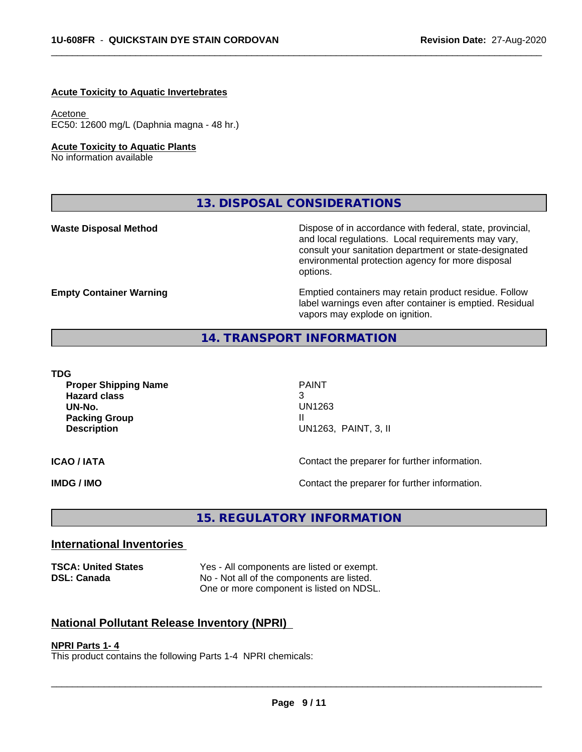**Acute Toxicity to Aquatic Invertebrates**

Acetone
EC50: 12600 mg/L (Daphnia magna - 48 hr.)

**Acute Toxicity to Aquatic Plants**
No information available

## 13. DISPOSAL CONSIDERATIONS

| | |
|---|---|
| **Waste Disposal Method** | Dispose of in accordance with federal, state, provincial, and local regulations. Local requirements may vary, consult your sanitation department or state-designated environmental protection agency for more disposal options. |
| **Empty Container Warning** | Emptied containers may retain product residue. Follow label warnings even after container is emptied. Residual vapors may explode on ignition. |

## 14. TRANSPORT INFORMATION

**TDG**

| | |
|---|---|
| **Proper Shipping Name** | PAINT |
| **Hazard class** | 3 |
| **UN-No.** | UN1263 |
| **Packing Group** | II |
| **Description** | UN1263, PAINT, 3, II |

| | |
|---|---|
| **ICAO / IATA** | Contact the preparer for further information. |
| **IMDG / IMO** | Contact the preparer for further information. |

## 15. REGULATORY INFORMATION

### International Inventories

| | |
|---|---|
| **TSCA: United States** | Yes - All components are listed or exempt. |
| **DSL: Canada** | No - Not all of the components are listed. One or more component is listed on NDSL. |

### National Pollutant Release Inventory (NPRI)

**NPRI Parts 1- 4**
This product contains the following Parts 1-4 NPRI chemicals: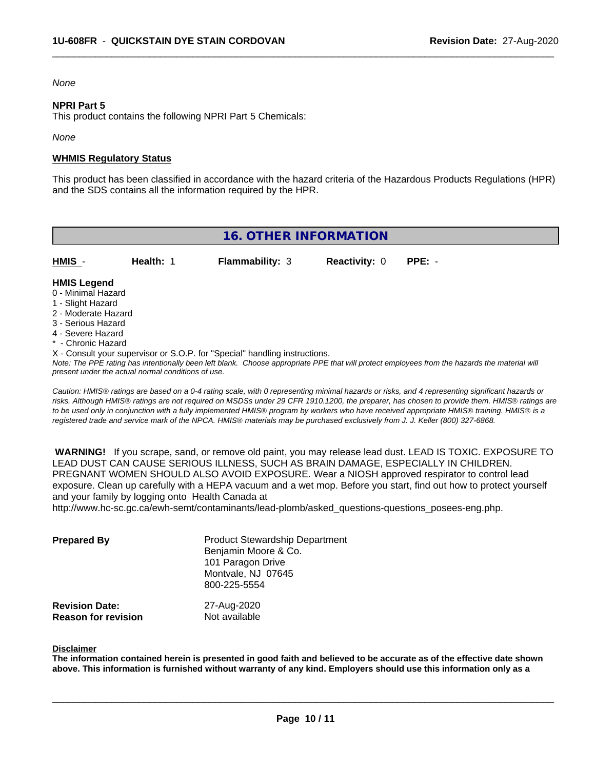*None*

**NPRI Part 5**

This product contains the following NPRI Part 5 Chemicals:

*None*

**WHMIS Regulatory Status**

This product has been classified in accordance with the hazard criteria of the Hazardous Products Regulations (HPR) and the SDS contains all the information required by the HPR.

## 16. OTHER INFORMATION

| HMIS - | Health: 1 | Flammability: 3 | Reactivity: 0 | PPE: - |
|---|---|---|---|---|

**HMIS Legend**

0 - Minimal Hazard
1 - Slight Hazard
2 - Moderate Hazard
3 - Serious Hazard
4 - Severe Hazard
* - Chronic Hazard
X - Consult your supervisor or S.O.P. for "Special" handling instructions.

*Note: The PPE rating has intentionally been left blank. Choose appropriate PPE that will protect employees from the hazards the material will present under the actual normal conditions of use.*

*Caution: HMIS® ratings are based on a 0-4 rating scale, with 0 representing minimal hazards or risks, and 4 representing significant hazards or risks. Although HMIS® ratings are not required on MSDSs under 29 CFR 1910.1200, the preparer, has chosen to provide them. HMIS® ratings are to be used only in conjunction with a fully implemented HMIS® program by workers who have received appropriate HMIS® training. HMIS® is a registered trade and service mark of the NPCA. HMIS® materials may be purchased exclusively from J. J. Keller (800) 327-6868.*

**WARNING!** If you scrape, sand, or remove old paint, you may release lead dust. LEAD IS TOXIC. EXPOSURE TO LEAD DUST CAN CAUSE SERIOUS ILLNESS, SUCH AS BRAIN DAMAGE, ESPECIALLY IN CHILDREN. PREGNANT WOMEN SHOULD ALSO AVOID EXPOSURE. Wear a NIOSH approved respirator to control lead exposure. Clean up carefully with a HEPA vacuum and a wet mop. Before you start, find out how to protect yourself and your family by logging onto Health Canada at http://www.hc-sc.gc.ca/ewh-semt/contaminants/lead-plomb/asked_questions-questions_posees-eng.php.

**Prepared By**

Product Stewardship Department
Benjamin Moore & Co.
101 Paragon Drive
Montvale, NJ 07645
800-225-5554

**Revision Date:** 27-Aug-2020
**Reason for revision** Not available

**Disclaimer**

**The information contained herein is presented in good faith and believed to be accurate as of the effective date shown above. This information is furnished without warranty of any kind. Employers should use this information only as a**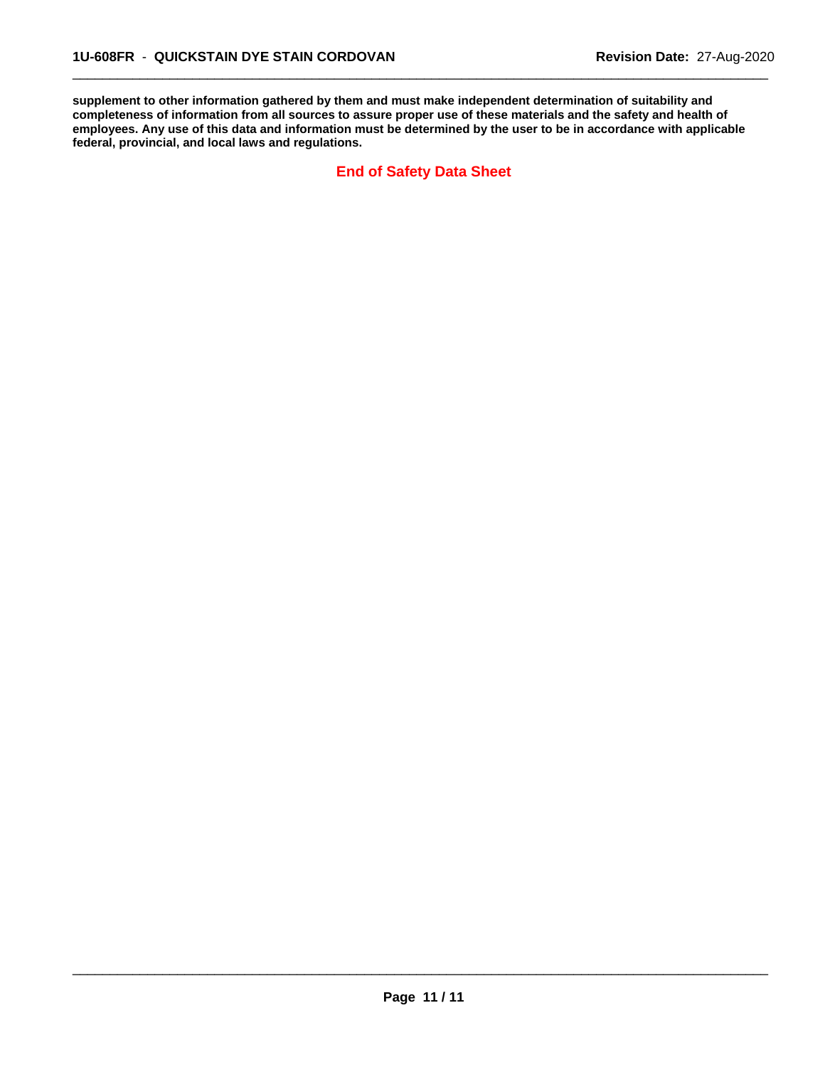**supplement to other information gathered by them and must make independent determination of suitability and completeness of information from all sources to assure proper use of these materials and the safety and health of employees. Any use of this data and information must be determined by the user to be in accordance with applicable federal, provincial, and local laws and regulations.**

**End of Safety Data Sheet**